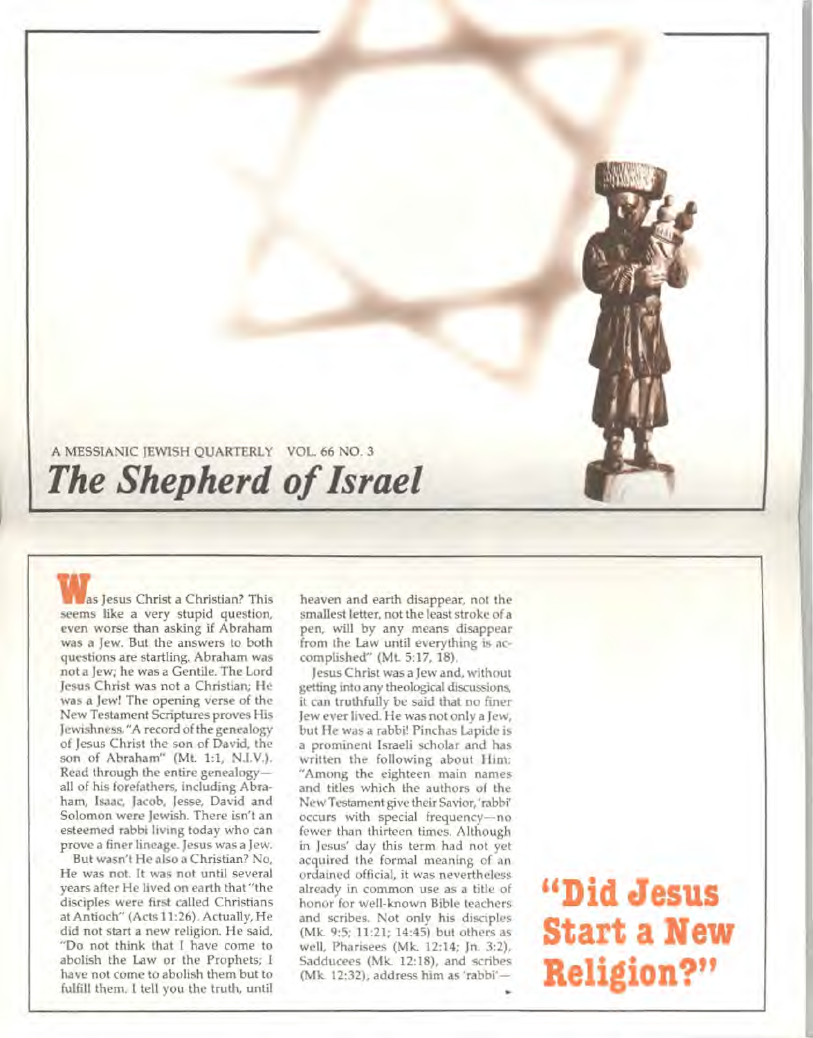A MESSIANIC JEWISH QUARTERLY VOL. 66 NO. 3

# *The Shepherd of Israel*

## "Did Jesus Start a New Religion?"

Was Jesus Christ a Christian? This seems like a very stupid question, even worse than asking if Abraham was a Jew. But the answers to both questions are startling. Abraham was not a Jew; he was a Gentile. The Lord Jesus Christ was not a Christian; He was a Jew! The opening verse of the New Testament Scriptures proves His Jewishness. "A record of the genealogy of Jesus Christ the son of David, the son of Abraham" (Mt. 1:1, N.I.V.). Read through the entire genealogy—all of his forefathers, including Abraham, Isaac, Jacob, Jesse, David and Solomon were Jewish. There isn't an esteemed rabbi living today who can prove a finer lineage. Jesus was a Jew.

But wasn't He also a Christian? No, He was not. It was not until several years after He lived on earth that "the disciples were first called Christians at Antioch" (Acts 11:26). Actually, He did not start a new religion. He said, "Do not think that I have come to abolish the Law or the Prophets; I have not come to abolish them but to fulfill them. I tell you the truth, until heaven and earth disappear, not the smallest letter, not the least stroke of a pen, will by any means disappear from the Law until everything is accomplished" (Mt. 5:17, 18).

Jesus Christ was a Jew and, without getting into any theological discussions, it can truthfully be said that no finer Jew ever lived. He was not only a Jew, but He was a rabbi! Pinchas Lapide is a prominent Israeli scholar and has written the following about Him: "Among the eighteen main names and titles which the authors of the New Testament give their Savior, 'rabbi' occurs with special frequency—no fewer than thirteen times. Although in Jesus' day this term had not yet acquired the formal meaning of an ordained official, it was nevertheless already in common use as a title of honor for well-known Bible teachers and scribes. Not only his disciples (Mk. 9:5; 11:21; 14:45) but others as well, Pharisees (Mk. 12:14; Jn. 3:2), Sadducees (Mk. 12:18), and scribes (Mk. 12:32), address him as 'rabbi'—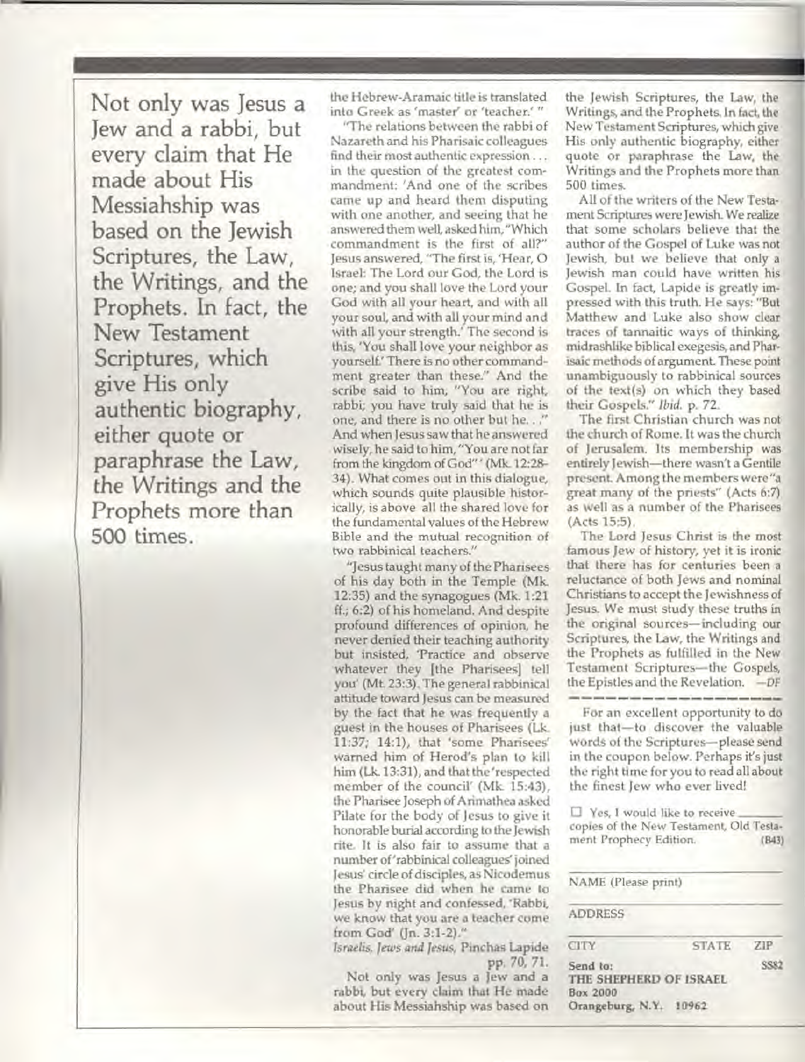**Not only was Jesus a Jew and a rabbi, but every claim that He made about His Messiahship was based on the Jewish Scriptures, the Law, the Writings, and the Prophets. In fact, the New Testament Scriptures, which give His only authentic biography, either quote or paraphrase the Law, the Writings and the Prophets more than 500 times.**

the Hebrew-Aramaic title is translated into Greek as 'master' or 'teacher.' "

"The relations between the rabbi of Nazareth and his Pharisaic colleagues find their most authentic expression . . . in the question of the greatest commandment: 'And one of the scribes came up and heard them disputing with one another, and seeing that he answered them well, asked him, "Which commandment is the first of all?" Jesus answered, "The first is, 'Hear, O Israel: The Lord our God, the Lord is one; and you shall love the Lord your God with all your heart, and with all your soul, and with all your mind and with all your strength.' The second is this, 'You shall love your neighbor as yourself.' There is no other commandment greater than these." And the scribe said to him, "You are right, rabbi; you have truly said that he is one, and there is no other but he. . ." And when Jesus saw that he answered wisely, he said to him, "You are not far from the kingdom of God"' (Mk. 12:28-34). What comes out in this dialogue, which sounds quite plausible historically, is above all the shared love for the fundamental values of the Hebrew Bible and the mutual recognition of two rabbinical teachers."

"Jesus taught many of the Pharisees of his day both in the Temple (Mk. 12:35) and the synagogues (Mk. 1:21 ff.; 6:2) of his homeland. And despite profound differences of opinion, he never denied their teaching authority but insisted, 'Practice and observe whatever they [the Pharisees] tell you' (Mt. 23:3). The general rabbinical attitude toward Jesus can be measured by the fact that he was frequently a guest in the houses of Pharisees (Lk. 11:37; 14:1), that 'some Pharisees' warned him of Herod's plan to kill him (Lk. 13:31), and that the 'respected member of the council' (Mk. 15:43), the Pharisee Joseph of Arimathea asked Pilate for the body of Jesus to give it honorable burial according to the Jewish rite. It is also fair to assume that a number of 'rabbinical colleagues' joined Jesus' circle of disciples, as Nicodemus the Pharisee did when he came to Jesus by night and confessed, 'Rabbi, we know that you are a teacher come from God' (Jn. 3:1-2)."

*Israelis, Jews and Jesus*, Pinchas Lapide pp. 70, 71.

Not only was Jesus a Jew and a rabbi, but every claim that He made about His Messiahship was based on the Jewish Scriptures, the Law, the Writings, and the Prophets. In fact, the New Testament Scriptures, which give His only authentic biography, either quote or paraphrase the Law, the Writings and the Prophets more than 500 times.

All of the writers of the New Testament Scriptures were Jewish. We realize that some scholars believe that the author of the Gospel of Luke was not Jewish, but we believe that only a Jewish man could have written his Gospel. In fact, Lapide is greatly impressed with this truth. He says: "But Matthew and Luke also show clear traces of tannaitic ways of thinking, midrashlike biblical exegesis, and Pharisaic methods of argument. These point unambiguously to rabbinical sources of the text(s) on which they based their Gospels." *Ibid.* p. 72.

The first Christian church was not the church of Rome. It was the church of Jerusalem. Its membership was entirely Jewish—there wasn't a Gentile present. Among the members were "a great many of the priests" (Acts 6:7) as well as a number of the Pharisees (Acts 15:5).

The Lord Jesus Christ is the most famous Jew of history, yet it is ironic that there has for centuries been a reluctance of both Jews and nominal Christians to accept the Jewishness of Jesus. We must study these truths in the original sources—including our Scriptures, the Law, the Writings and the Prophets as fulfilled in the New Testament Scriptures—the Gospels, the Epistles and the Revelation. —DF

---

For an excellent opportunity to do just that—to discover the valuable words of the Scriptures—please send in the coupon below. Perhaps it's just the right time for you to read all about the finest Jew who ever lived!

☐ Yes, I would like to receive ______ copies of the New Testament, Old Testament Prophecy Edition. (B43)

NAME (Please print) ______________________

ADDRESS ______________________

CITY ______ STATE ______ ZIP ______

SS82

Send to:
THE SHEPHERD OF ISRAEL
Box 2000
Orangeburg, N.Y. 10962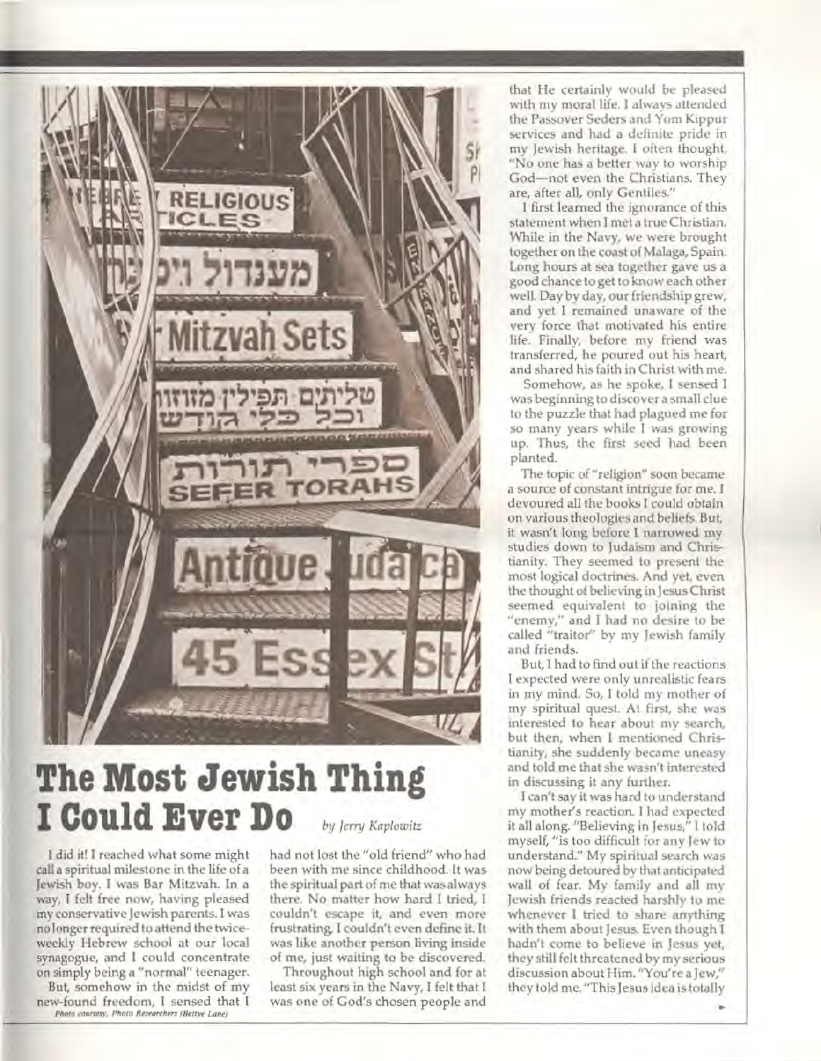# The Most Jewish Thing I Could Ever Do

*by Jerry Kaplowitz*

*Photo courtesy, Photo Researchers (Bettye Lane)*

I did it! I reached what some might call a spiritual milestone in the life of a Jewish boy. I was Bar Mitzvah. In a way, I felt free now, having pleased my conservative Jewish parents. I was no longer required to attend the twice-weekly Hebrew school at our local synagogue, and I could concentrate on simply being a "normal" teenager.

But, somehow in the midst of my new-found freedom, I sensed that I had not lost the "old friend" who had been with me since childhood. It was the spiritual part of me that was always there. No matter how hard I tried, I couldn't escape it, and even more frustrating, I couldn't even define it. It was like another person living inside of me, just waiting to be discovered.

Throughout high school and for at least six years in the Navy, I felt that I was one of God's chosen people and that He certainly would be pleased with my moral life. I always attended the Passover Seders and Yom Kippur services and had a definite pride in my Jewish heritage. I often thought, "No one has a better way to worship God—not even the Christians. They are, after all, only Gentiles."

I first learned the ignorance of this statement when I met a true Christian. While in the Navy, we were brought together on the coast of Malaga, Spain. Long hours at sea together gave us a good chance to get to know each other well. Day by day, our friendship grew, and yet I remained unaware of the very force that motivated his entire life. Finally, before my friend was transferred, he poured out his heart, and shared his faith in Christ with me.

Somehow, as he spoke, I sensed I was beginning to discover a small clue to the puzzle that had plagued me for so many years while I was growing up. Thus, the first seed had been planted.

The topic of "religion" soon became a source of constant intrigue for me. I devoured all the books I could obtain on various theologies and beliefs. But, it wasn't long before I narrowed my studies down to Judaism and Christianity. They seemed to present the most logical doctrines. And yet, even the thought of believing in Jesus Christ seemed equivalent to joining the "enemy," and I had no desire to be called "traitor" by my Jewish family and friends.

But, I had to find out if the reactions I expected were only unrealistic fears in my mind. So, I told my mother of my spiritual quest. At first, she was interested to hear about my search, but then, when I mentioned Christianity, she suddenly became uneasy and told me that she wasn't interested in discussing it any further.

I can't say it was hard to understand my mother's reaction. I had expected it all along. "Believing in Jesus," I told myself, "is too difficult for any Jew to understand." My spiritual search was now being detoured by that anticipated wall of fear. My family and all my Jewish friends reacted harshly to me whenever I tried to share anything with them about Jesus. Even though I hadn't come to believe in Jesus yet, they still felt threatened by my serious discussion about Him. "You're a Jew," they told me. "This Jesus idea is totally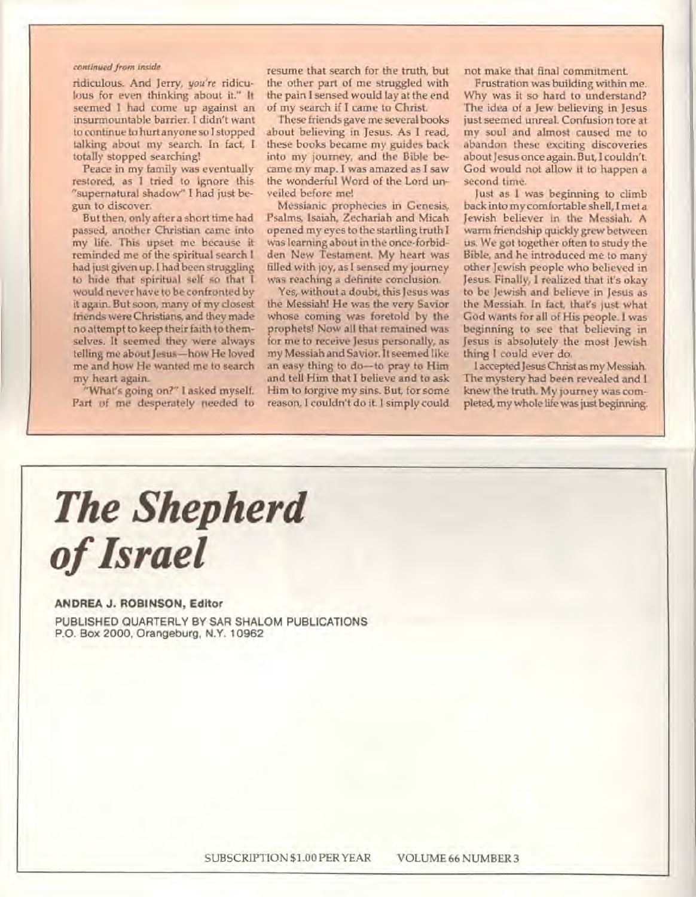*continued from inside*

ridiculous. And Jerry, *you're* ridiculous for even thinking about it." It seemed I had come up against an insurmountable barrier. I didn't want to continue to hurt anyone so I stopped talking about my search. In fact, I totally stopped searching!

Peace in my family was eventually restored, as I tried to ignore this "supernatural shadow" I had just begun to discover.

But then, only after a short time had passed, another Christian came into my life. This upset me because it reminded me of the spiritual search I had just given up. I had been struggling to hide that spiritual self so that I would never have to be confronted by it again. But soon, many of my closest friends were Christians, and they made no attempt to keep their faith to themselves. It seemed they were always telling me about Jesus—how He loved me and how He wanted me to search my heart again.

"What's going on?" I asked myself. Part of me desperately needed to resume that search for the truth, but the other part of me struggled with the pain I sensed would lay at the end of my search if I came to Christ.

These friends gave me several books about believing in Jesus. As I read, these books became my guides back into my journey, and the Bible became my map. I was amazed as I saw the wonderful Word of the Lord unveiled before me!

Messianic prophecies in Genesis, Psalms, Isaiah, Zechariah and Micah opened my eyes to the startling truth I was learning about in the once-forbidden New Testament. My heart was filled with joy, as I sensed my journey was reaching a definite conclusion.

Yes, without a doubt, this Jesus was the Messiah! He was the very Savior whose coming was foretold by the prophets! Now all that remained was for me to receive Jesus personally, as my Messiah and Savior. It seemed like an easy thing to do—to pray to Him and tell Him that I believe and to ask Him to forgive my sins. But, for some reason, I couldn't do it. I simply could not make that final commitment.

Frustration was building within me. Why was it so hard to understand? The idea of a Jew believing in Jesus just seemed unreal. Confusion tore at my soul and almost caused me to abandon these exciting discoveries about Jesus once again. But, I couldn't. God would not allow it to happen a second time.

Just as I was beginning to climb back into my comfortable shell, I met a Jewish believer in the Messiah. A warm friendship quickly grew between us. We got together often to study the Bible, and he introduced me to many other Jewish people who believed in Jesus. Finally, I realized that it's okay to be Jewish and believe in Jesus as the Messiah. In fact, that's just what God wants for all of His people. I was beginning to see that believing in Jesus is absolutely the most Jewish thing I could ever do.

I accepted Jesus Christ as my Messiah. The mystery had been revealed and I knew the truth. My journey was completed, my whole life was just beginning.

# *The Shepherd of Israel*

**ANDREA J. ROBINSON, Editor**

PUBLISHED QUARTERLY BY SAR SHALOM PUBLICATIONS
P.O. Box 2000, Orangeburg, N.Y. 10962

SUBSCRIPTION $1.00 PER YEAR VOLUME 66 NUMBER 3